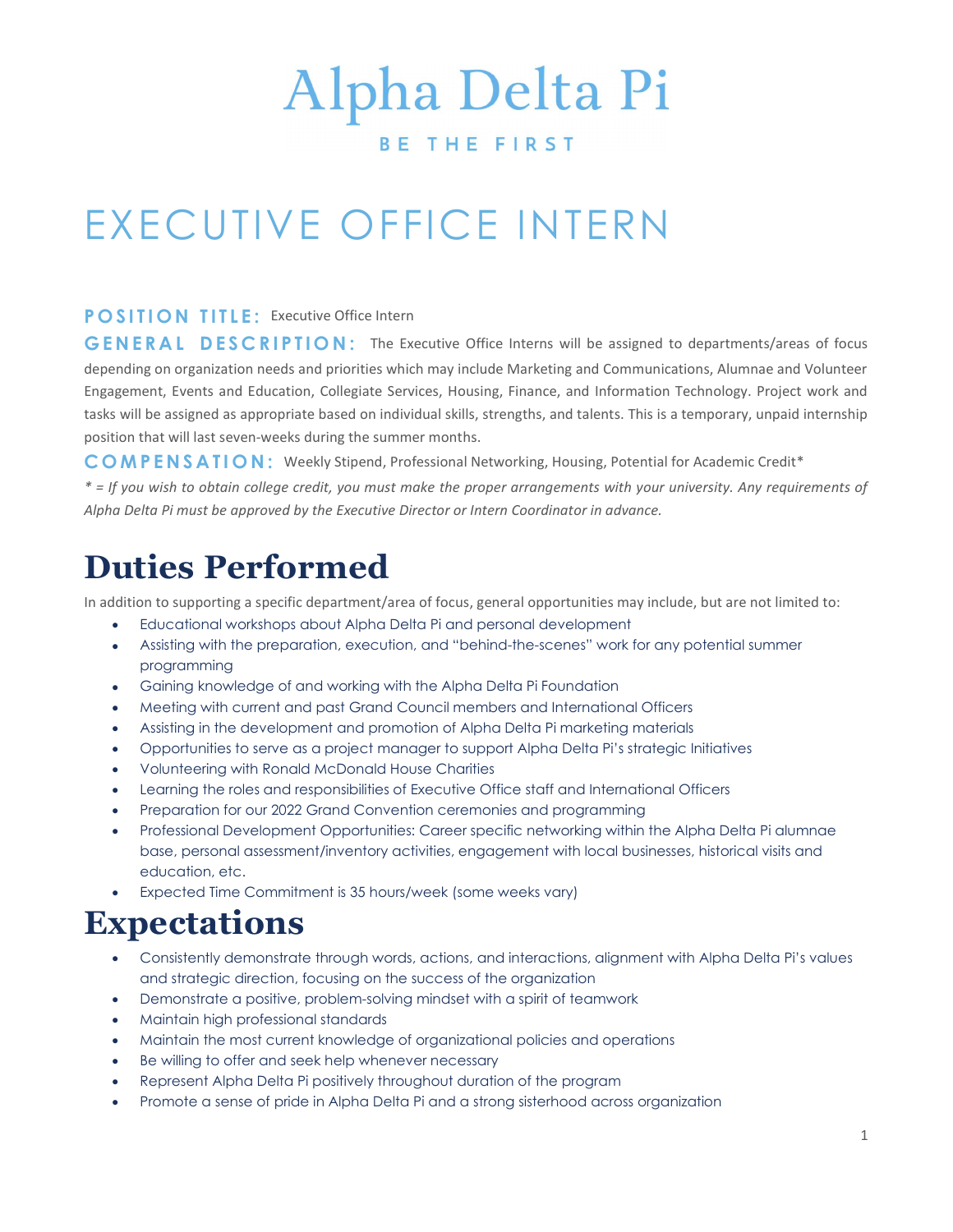# Alpha Delta Pi

BE THE FIRST

# EXECUTIVE OFFICE INTERN

**POSITION TITLE:** Executive Office Intern

**GENERAL DESCRIPTION:** The Executive Office Interns will be assigned to departments/areas of focus depending on organization needs and priorities which may include Marketing and Communications, Alumnae and Volunteer Engagement, Events and Education, Collegiate Services, Housing, Finance, and Information Technology. Project work and tasks will be assigned as appropriate based on individual skills, strengths, and talents. This is a temporary, unpaid internship position that will last seven-weeks during the summer months.

**COMPENSATION:** Weekly Stipend, Professional Networking, Housing, Potential for Academic Credit*

*\* = If you wish to obtain college credit, you must make the proper arrangements with your university. Any requirements of Alpha Delta Pi must be approved by the Executive Director or Intern Coordinator in advance.*

## Duties Performed

In addition to supporting a specific department/area of focus, general opportunities may include, but are not limited to:

- Educational workshops about Alpha Delta Pi and personal development
- Assisting with the preparation, execution, and "behind-the-scenes" work for any potential summer programming
- Gaining knowledge of and working with the Alpha Delta Pi Foundation
- Meeting with current and past Grand Council members and International Officers
- Assisting in the development and promotion of Alpha Delta Pi marketing materials
- Opportunities to serve as a project manager to support Alpha Delta Pi's strategic Initiatives
- Volunteering with Ronald McDonald House Charities
- Learning the roles and responsibilities of Executive Office staff and International Officers
- Preparation for our 2022 Grand Convention ceremonies and programming
- Professional Development Opportunities: Career specific networking within the Alpha Delta Pi alumnae base, personal assessment/inventory activities, engagement with local businesses, historical visits and education, etc.
- Expected Time Commitment is 35 hours/week (some weeks vary)

## Expectations

- Consistently demonstrate through words, actions, and interactions, alignment with Alpha Delta Pi's values and strategic direction, focusing on the success of the organization
- Demonstrate a positive, problem-solving mindset with a spirit of teamwork
- Maintain high professional standards
- Maintain the most current knowledge of organizational policies and operations
- Be willing to offer and seek help whenever necessary
- Represent Alpha Delta Pi positively throughout duration of the program
- Promote a sense of pride in Alpha Delta Pi and a strong sisterhood across organization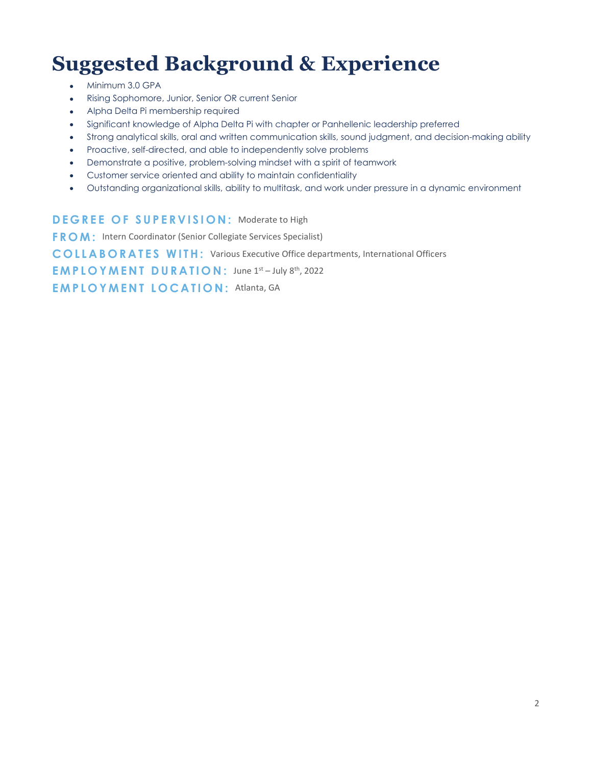# Suggested Background & Experience

- Minimum 3.0 GPA
- Rising Sophomore, Junior, Senior OR current Senior
- Alpha Delta Pi membership required
- Significant knowledge of Alpha Delta Pi with chapter or Panhellenic leadership preferred
- Strong analytical skills, oral and written communication skills, sound judgment, and decision-making ability
- Proactive, self-directed, and able to independently solve problems
- Demonstrate a positive, problem-solving mindset with a spirit of teamwork
- Customer service oriented and ability to maintain confidentiality
- Outstanding organizational skills, ability to multitask, and work under pressure in a dynamic environment

**DEGREE OF SUPERVISION:** Moderate to High

**FROM:** Intern Coordinator (Senior Collegiate Services Specialist)

**COLLABORATES WITH:** Various Executive Office departments, International Officers

**EMPLOYMENT DURATION:** June 1st – July 8th, 2022

**EMPLOYMENT LOCATION:** Atlanta, GA